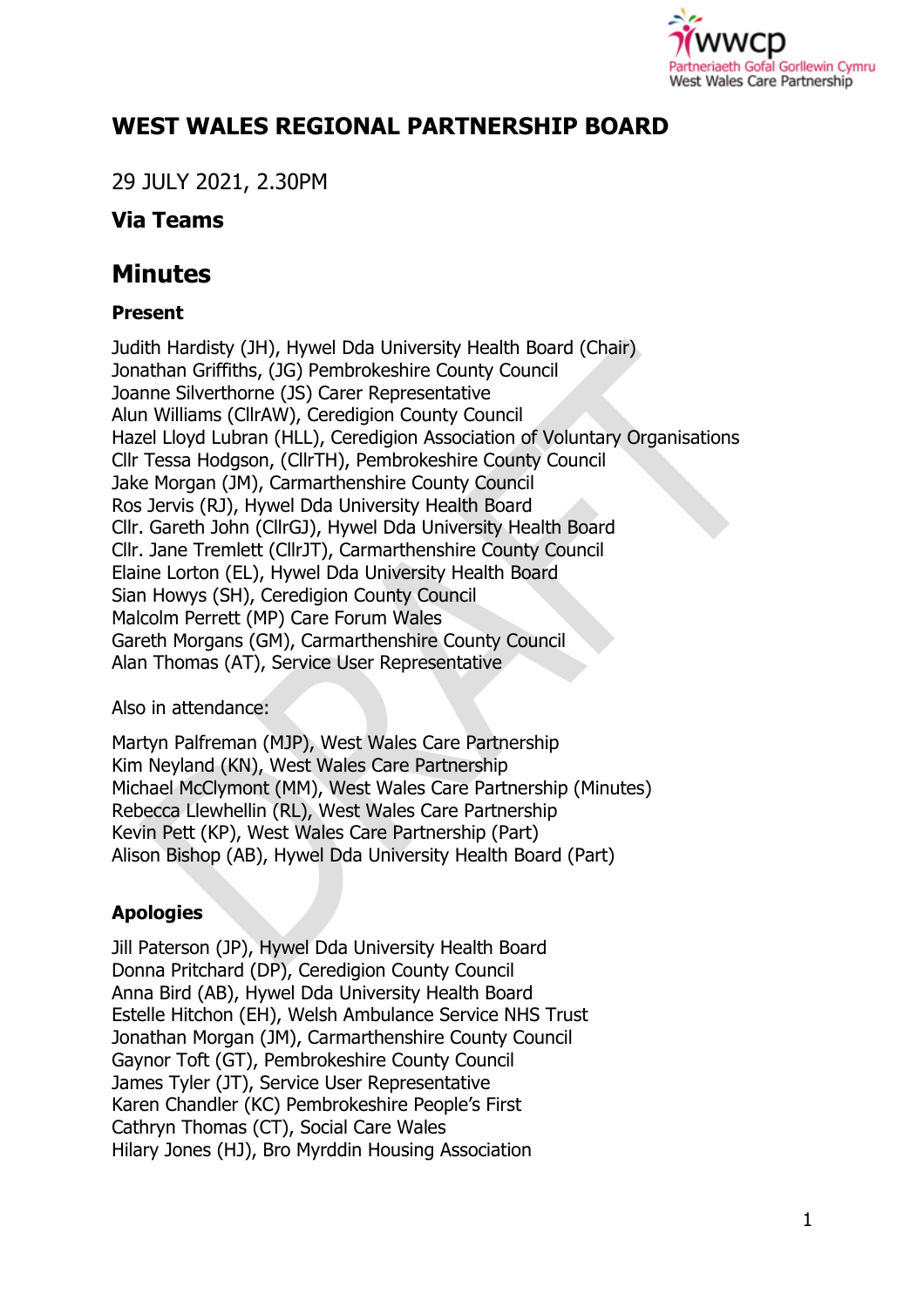# WEST WALES REGIONAL PARTNERSHIP BOARD

29 JULY 2021, 2.30PM

### Via Teams

## Minutes

### Present

Judith Hardisty (JH), Hywel Dda University Health Board (Chair)
Jonathan Griffiths, (JG) Pembrokeshire County Council
Joanne Silverthorne (JS) Carer Representative
Alun Williams (CllrAW), Ceredigion County Council
Hazel Lloyd Lubran (HLL), Ceredigion Association of Voluntary Organisations
Cllr Tessa Hodgson, (CllrTH), Pembrokeshire County Council
Jake Morgan (JM), Carmarthenshire County Council
Ros Jervis (RJ), Hywel Dda University Health Board
Cllr. Gareth John (CllrGJ), Hywel Dda University Health Board
Cllr. Jane Tremlett (CllrJT), Carmarthenshire County Council
Elaine Lorton (EL), Hywel Dda University Health Board
Sian Howys (SH), Ceredigion County Council
Malcolm Perrett (MP) Care Forum Wales
Gareth Morgans (GM), Carmarthenshire County Council
Alan Thomas (AT), Service User Representative

Also in attendance:

Martyn Palfreman (MJP), West Wales Care Partnership
Kim Neyland (KN), West Wales Care Partnership
Michael McClymont (MM), West Wales Care Partnership (Minutes)
Rebecca Llewhellin (RL), West Wales Care Partnership
Kevin Pett (KP), West Wales Care Partnership (Part)
Alison Bishop (AB), Hywel Dda University Health Board (Part)

### Apologies

Jill Paterson (JP), Hywel Dda University Health Board
Donna Pritchard (DP), Ceredigion County Council
Anna Bird (AB), Hywel Dda University Health Board
Estelle Hitchon (EH), Welsh Ambulance Service NHS Trust
Jonathan Morgan (JM), Carmarthenshire County Council
Gaynor Toft (GT), Pembrokeshire County Council
James Tyler (JT), Service User Representative
Karen Chandler (KC) Pembrokeshire People's First
Cathryn Thomas (CT), Social Care Wales
Hilary Jones (HJ), Bro Myrddin Housing Association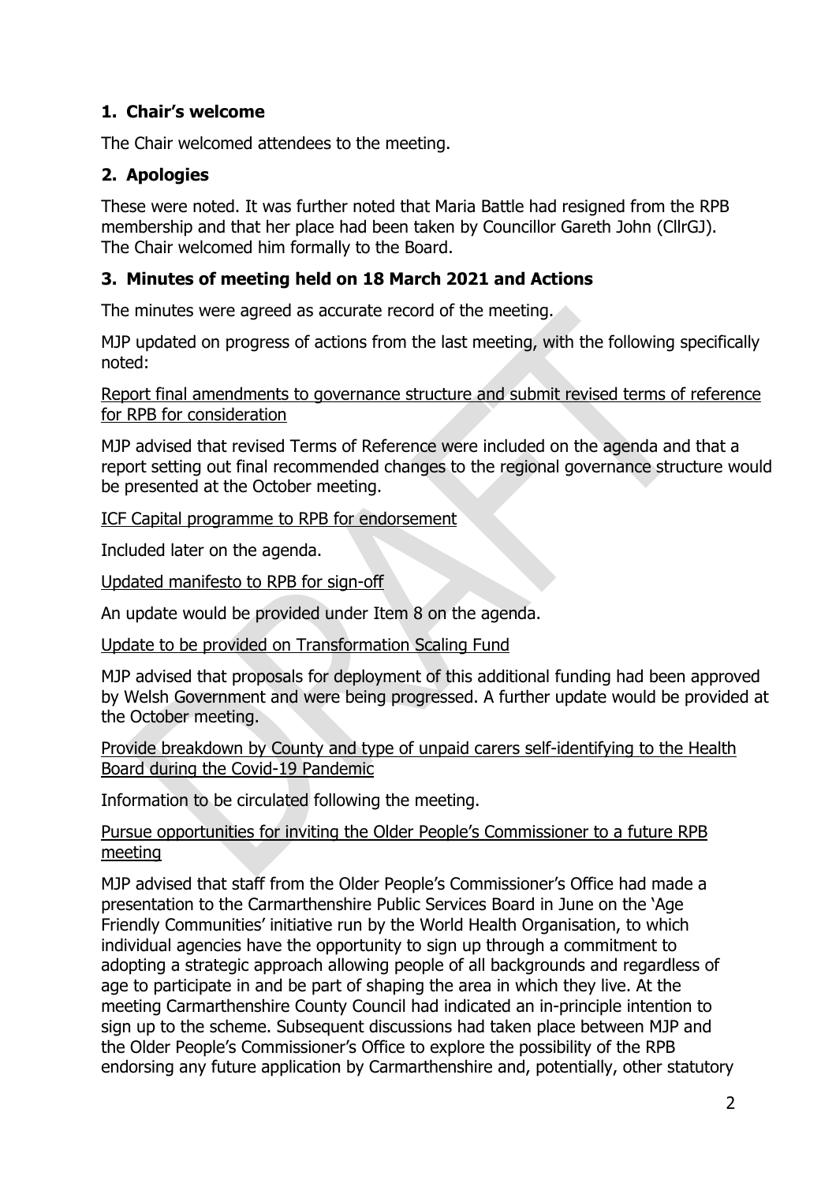## 1. Chair's welcome

The Chair welcomed attendees to the meeting.

## 2. Apologies

These were noted. It was further noted that Maria Battle had resigned from the RPB membership and that her place had been taken by Councillor Gareth John (CllrGJ). The Chair welcomed him formally to the Board.

## 3. Minutes of meeting held on 18 March 2021 and Actions

The minutes were agreed as accurate record of the meeting.

MJP updated on progress of actions from the last meeting, with the following specifically noted:

Report final amendments to governance structure and submit revised terms of reference for RPB for consideration

MJP advised that revised Terms of Reference were included on the agenda and that a report setting out final recommended changes to the regional governance structure would be presented at the October meeting.

ICF Capital programme to RPB for endorsement

Included later on the agenda.

Updated manifesto to RPB for sign-off

An update would be provided under Item 8 on the agenda.

Update to be provided on Transformation Scaling Fund

MJP advised that proposals for deployment of this additional funding had been approved by Welsh Government and were being progressed. A further update would be provided at the October meeting.

Provide breakdown by County and type of unpaid carers self-identifying to the Health Board during the Covid-19 Pandemic

Information to be circulated following the meeting.

Pursue opportunities for inviting the Older People's Commissioner to a future RPB meeting

MJP advised that staff from the Older People's Commissioner's Office had made a presentation to the Carmarthenshire Public Services Board in June on the 'Age Friendly Communities' initiative run by the World Health Organisation, to which individual agencies have the opportunity to sign up through a commitment to adopting a strategic approach allowing people of all backgrounds and regardless of age to participate in and be part of shaping the area in which they live. At the meeting Carmarthenshire County Council had indicated an in-principle intention to sign up to the scheme. Subsequent discussions had taken place between MJP and the Older People's Commissioner's Office to explore the possibility of the RPB endorsing any future application by Carmarthenshire and, potentially, other statutory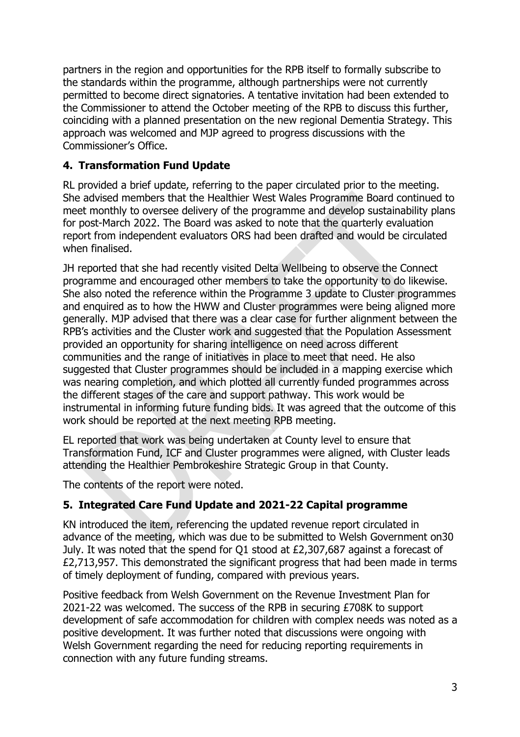partners in the region and opportunities for the RPB itself to formally subscribe to the standards within the programme, although partnerships were not currently permitted to become direct signatories. A tentative invitation had been extended to the Commissioner to attend the October meeting of the RPB to discuss this further, coinciding with a planned presentation on the new regional Dementia Strategy. This approach was welcomed and MJP agreed to progress discussions with the Commissioner's Office.

## 4. Transformation Fund Update

RL provided a brief update, referring to the paper circulated prior to the meeting. She advised members that the Healthier West Wales Programme Board continued to meet monthly to oversee delivery of the programme and develop sustainability plans for post-March 2022. The Board was asked to note that the quarterly evaluation report from independent evaluators ORS had been drafted and would be circulated when finalised.

JH reported that she had recently visited Delta Wellbeing to observe the Connect programme and encouraged other members to take the opportunity to do likewise. She also noted the reference within the Programme 3 update to Cluster programmes and enquired as to how the HWW and Cluster programmes were being aligned more generally. MJP advised that there was a clear case for further alignment between the RPB's activities and the Cluster work and suggested that the Population Assessment provided an opportunity for sharing intelligence on need across different communities and the range of initiatives in place to meet that need. He also suggested that Cluster programmes should be included in a mapping exercise which was nearing completion, and which plotted all currently funded programmes across the different stages of the care and support pathway. This work would be instrumental in informing future funding bids. It was agreed that the outcome of this work should be reported at the next meeting RPB meeting.

EL reported that work was being undertaken at County level to ensure that Transformation Fund, ICF and Cluster programmes were aligned, with Cluster leads attending the Healthier Pembrokeshire Strategic Group in that County.

The contents of the report were noted.

## 5. Integrated Care Fund Update and 2021-22 Capital programme

KN introduced the item, referencing the updated revenue report circulated in advance of the meeting, which was due to be submitted to Welsh Government on30 July. It was noted that the spend for Q1 stood at £2,307,687 against a forecast of £2,713,957. This demonstrated the significant progress that had been made in terms of timely deployment of funding, compared with previous years.

Positive feedback from Welsh Government on the Revenue Investment Plan for 2021-22 was welcomed. The success of the RPB in securing £708K to support development of safe accommodation for children with complex needs was noted as a positive development. It was further noted that discussions were ongoing with Welsh Government regarding the need for reducing reporting requirements in connection with any future funding streams.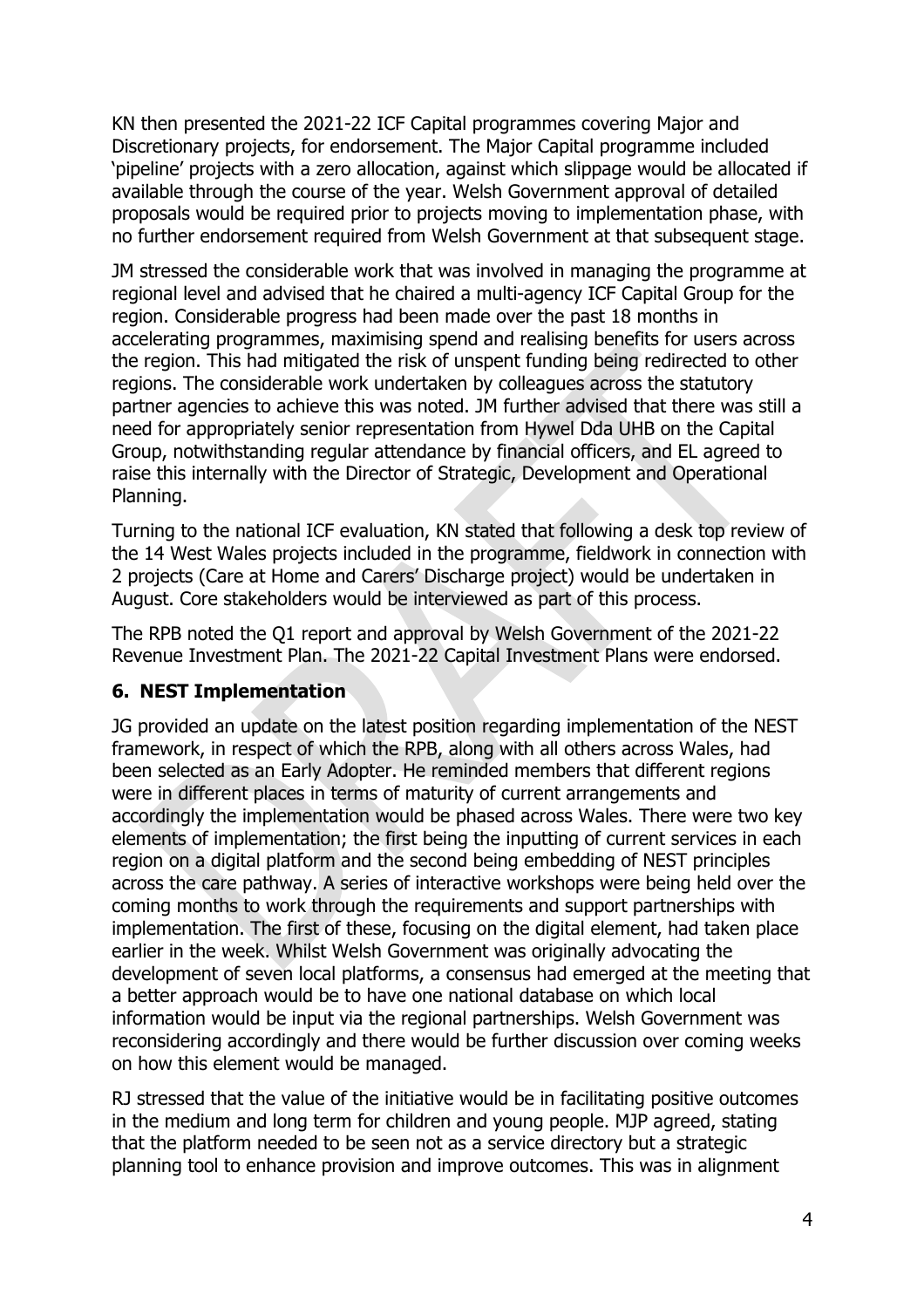KN then presented the 2021-22 ICF Capital programmes covering Major and Discretionary projects, for endorsement. The Major Capital programme included 'pipeline' projects with a zero allocation, against which slippage would be allocated if available through the course of the year. Welsh Government approval of detailed proposals would be required prior to projects moving to implementation phase, with no further endorsement required from Welsh Government at that subsequent stage.

JM stressed the considerable work that was involved in managing the programme at regional level and advised that he chaired a multi-agency ICF Capital Group for the region. Considerable progress had been made over the past 18 months in accelerating programmes, maximising spend and realising benefits for users across the region. This had mitigated the risk of unspent funding being redirected to other regions. The considerable work undertaken by colleagues across the statutory partner agencies to achieve this was noted. JM further advised that there was still a need for appropriately senior representation from Hywel Dda UHB on the Capital Group, notwithstanding regular attendance by financial officers, and EL agreed to raise this internally with the Director of Strategic, Development and Operational Planning.

Turning to the national ICF evaluation, KN stated that following a desk top review of the 14 West Wales projects included in the programme, fieldwork in connection with 2 projects (Care at Home and Carers' Discharge project) would be undertaken in August. Core stakeholders would be interviewed as part of this process.

The RPB noted the Q1 report and approval by Welsh Government of the 2021-22 Revenue Investment Plan. The 2021-22 Capital Investment Plans were endorsed.

## 6. NEST Implementation

JG provided an update on the latest position regarding implementation of the NEST framework, in respect of which the RPB, along with all others across Wales, had been selected as an Early Adopter. He reminded members that different regions were in different places in terms of maturity of current arrangements and accordingly the implementation would be phased across Wales. There were two key elements of implementation; the first being the inputting of current services in each region on a digital platform and the second being embedding of NEST principles across the care pathway. A series of interactive workshops were being held over the coming months to work through the requirements and support partnerships with implementation. The first of these, focusing on the digital element, had taken place earlier in the week. Whilst Welsh Government was originally advocating the development of seven local platforms, a consensus had emerged at the meeting that a better approach would be to have one national database on which local information would be input via the regional partnerships. Welsh Government was reconsidering accordingly and there would be further discussion over coming weeks on how this element would be managed.

RJ stressed that the value of the initiative would be in facilitating positive outcomes in the medium and long term for children and young people. MJP agreed, stating that the platform needed to be seen not as a service directory but a strategic planning tool to enhance provision and improve outcomes. This was in alignment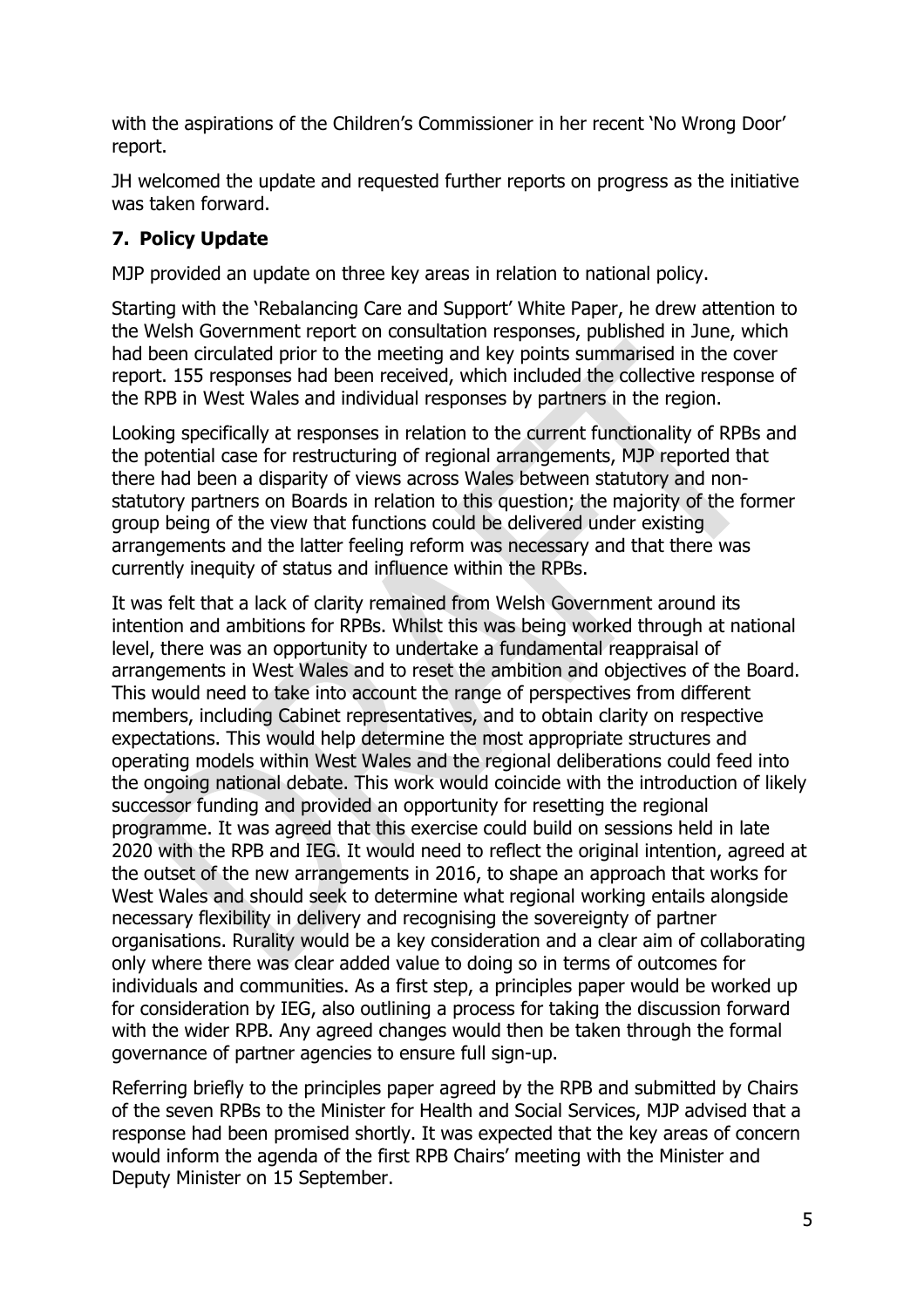with the aspirations of the Children's Commissioner in her recent 'No Wrong Door' report.

JH welcomed the update and requested further reports on progress as the initiative was taken forward.

## 7. Policy Update

MJP provided an update on three key areas in relation to national policy.

Starting with the 'Rebalancing Care and Support' White Paper, he drew attention to the Welsh Government report on consultation responses, published in June, which had been circulated prior to the meeting and key points summarised in the cover report. 155 responses had been received, which included the collective response of the RPB in West Wales and individual responses by partners in the region.

Looking specifically at responses in relation to the current functionality of RPBs and the potential case for restructuring of regional arrangements, MJP reported that there had been a disparity of views across Wales between statutory and non-statutory partners on Boards in relation to this question; the majority of the former group being of the view that functions could be delivered under existing arrangements and the latter feeling reform was necessary and that there was currently inequity of status and influence within the RPBs.

It was felt that a lack of clarity remained from Welsh Government around its intention and ambitions for RPBs. Whilst this was being worked through at national level, there was an opportunity to undertake a fundamental reappraisal of arrangements in West Wales and to reset the ambition and objectives of the Board. This would need to take into account the range of perspectives from different members, including Cabinet representatives, and to obtain clarity on respective expectations. This would help determine the most appropriate structures and operating models within West Wales and the regional deliberations could feed into the ongoing national debate. This work would coincide with the introduction of likely successor funding and provided an opportunity for resetting the regional programme. It was agreed that this exercise could build on sessions held in late 2020 with the RPB and IEG. It would need to reflect the original intention, agreed at the outset of the new arrangements in 2016, to shape an approach that works for West Wales and should seek to determine what regional working entails alongside necessary flexibility in delivery and recognising the sovereignty of partner organisations. Rurality would be a key consideration and a clear aim of collaborating only where there was clear added value to doing so in terms of outcomes for individuals and communities. As a first step, a principles paper would be worked up for consideration by IEG, also outlining a process for taking the discussion forward with the wider RPB. Any agreed changes would then be taken through the formal governance of partner agencies to ensure full sign-up.

Referring briefly to the principles paper agreed by the RPB and submitted by Chairs of the seven RPBs to the Minister for Health and Social Services, MJP advised that a response had been promised shortly. It was expected that the key areas of concern would inform the agenda of the first RPB Chairs' meeting with the Minister and Deputy Minister on 15 September.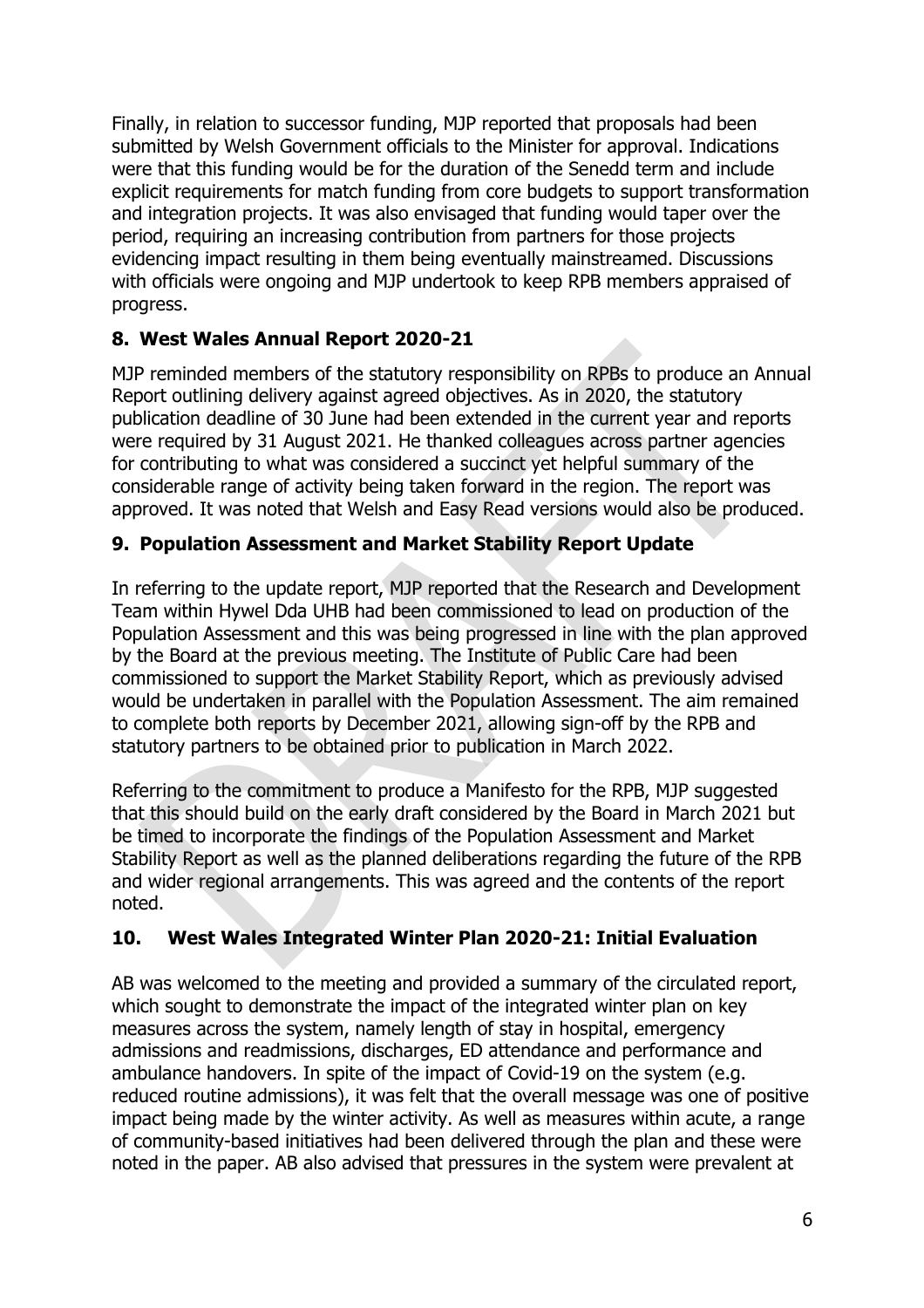Finally, in relation to successor funding, MJP reported that proposals had been submitted by Welsh Government officials to the Minister for approval. Indications were that this funding would be for the duration of the Senedd term and include explicit requirements for match funding from core budgets to support transformation and integration projects. It was also envisaged that funding would taper over the period, requiring an increasing contribution from partners for those projects evidencing impact resulting in them being eventually mainstreamed. Discussions with officials were ongoing and MJP undertook to keep RPB members appraised of progress.

## 8. West Wales Annual Report 2020-21

MJP reminded members of the statutory responsibility on RPBs to produce an Annual Report outlining delivery against agreed objectives. As in 2020, the statutory publication deadline of 30 June had been extended in the current year and reports were required by 31 August 2021. He thanked colleagues across partner agencies for contributing to what was considered a succinct yet helpful summary of the considerable range of activity being taken forward in the region. The report was approved. It was noted that Welsh and Easy Read versions would also be produced.

## 9. Population Assessment and Market Stability Report Update

In referring to the update report, MJP reported that the Research and Development Team within Hywel Dda UHB had been commissioned to lead on production of the Population Assessment and this was being progressed in line with the plan approved by the Board at the previous meeting. The Institute of Public Care had been commissioned to support the Market Stability Report, which as previously advised would be undertaken in parallel with the Population Assessment. The aim remained to complete both reports by December 2021, allowing sign-off by the RPB and statutory partners to be obtained prior to publication in March 2022.

Referring to the commitment to produce a Manifesto for the RPB, MJP suggested that this should build on the early draft considered by the Board in March 2021 but be timed to incorporate the findings of the Population Assessment and Market Stability Report as well as the planned deliberations regarding the future of the RPB and wider regional arrangements. This was agreed and the contents of the report noted.

## 10. West Wales Integrated Winter Plan 2020-21: Initial Evaluation

AB was welcomed to the meeting and provided a summary of the circulated report, which sought to demonstrate the impact of the integrated winter plan on key measures across the system, namely length of stay in hospital, emergency admissions and readmissions, discharges, ED attendance and performance and ambulance handovers. In spite of the impact of Covid-19 on the system (e.g. reduced routine admissions), it was felt that the overall message was one of positive impact being made by the winter activity. As well as measures within acute, a range of community-based initiatives had been delivered through the plan and these were noted in the paper. AB also advised that pressures in the system were prevalent at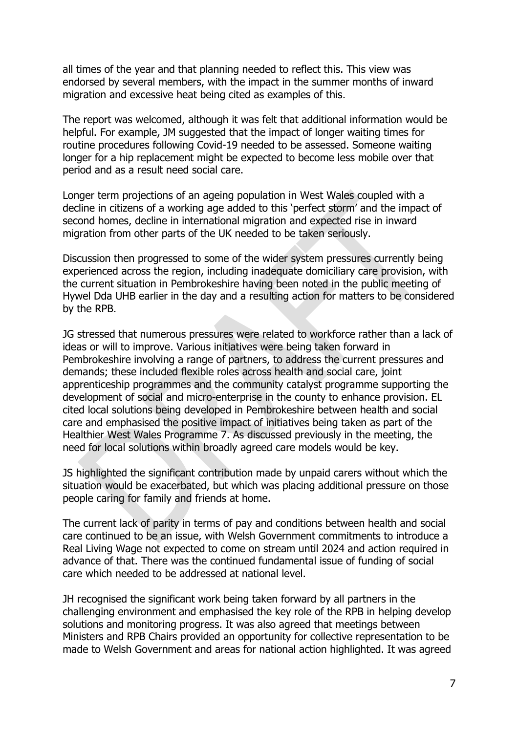all times of the year and that planning needed to reflect this. This view was endorsed by several members, with the impact in the summer months of inward migration and excessive heat being cited as examples of this.

The report was welcomed, although it was felt that additional information would be helpful. For example, JM suggested that the impact of longer waiting times for routine procedures following Covid-19 needed to be assessed. Someone waiting longer for a hip replacement might be expected to become less mobile over that period and as a result need social care.

Longer term projections of an ageing population in West Wales coupled with a decline in citizens of a working age added to this 'perfect storm' and the impact of second homes, decline in international migration and expected rise in inward migration from other parts of the UK needed to be taken seriously.

Discussion then progressed to some of the wider system pressures currently being experienced across the region, including inadequate domiciliary care provision, with the current situation in Pembrokeshire having been noted in the public meeting of Hywel Dda UHB earlier in the day and a resulting action for matters to be considered by the RPB.

JG stressed that numerous pressures were related to workforce rather than a lack of ideas or will to improve. Various initiatives were being taken forward in Pembrokeshire involving a range of partners, to address the current pressures and demands; these included flexible roles across health and social care, joint apprenticeship programmes and the community catalyst programme supporting the development of social and micro-enterprise in the county to enhance provision. EL cited local solutions being developed in Pembrokeshire between health and social care and emphasised the positive impact of initiatives being taken as part of the Healthier West Wales Programme 7. As discussed previously in the meeting, the need for local solutions within broadly agreed care models would be key.

JS highlighted the significant contribution made by unpaid carers without which the situation would be exacerbated, but which was placing additional pressure on those people caring for family and friends at home.

The current lack of parity in terms of pay and conditions between health and social care continued to be an issue, with Welsh Government commitments to introduce a Real Living Wage not expected to come on stream until 2024 and action required in advance of that. There was the continued fundamental issue of funding of social care which needed to be addressed at national level.

JH recognised the significant work being taken forward by all partners in the challenging environment and emphasised the key role of the RPB in helping develop solutions and monitoring progress. It was also agreed that meetings between Ministers and RPB Chairs provided an opportunity for collective representation to be made to Welsh Government and areas for national action highlighted. It was agreed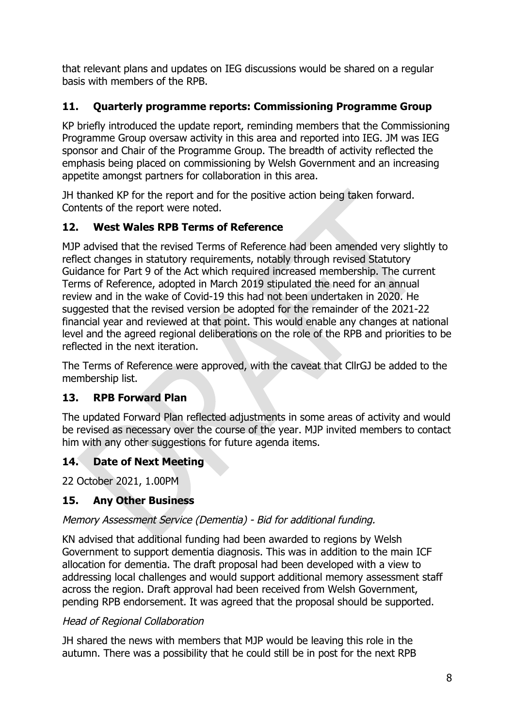that relevant plans and updates on IEG discussions would be shared on a regular basis with members of the RPB.

## 11. Quarterly programme reports: Commissioning Programme Group

KP briefly introduced the update report, reminding members that the Commissioning Programme Group oversaw activity in this area and reported into IEG. JM was IEG sponsor and Chair of the Programme Group. The breadth of activity reflected the emphasis being placed on commissioning by Welsh Government and an increasing appetite amongst partners for collaboration in this area.

JH thanked KP for the report and for the positive action being taken forward. Contents of the report were noted.

## 12. West Wales RPB Terms of Reference

MJP advised that the revised Terms of Reference had been amended very slightly to reflect changes in statutory requirements, notably through revised Statutory Guidance for Part 9 of the Act which required increased membership. The current Terms of Reference, adopted in March 2019 stipulated the need for an annual review and in the wake of Covid-19 this had not been undertaken in 2020. He suggested that the revised version be adopted for the remainder of the 2021-22 financial year and reviewed at that point. This would enable any changes at national level and the agreed regional deliberations on the role of the RPB and priorities to be reflected in the next iteration.

The Terms of Reference were approved, with the caveat that CllrGJ be added to the membership list.

## 13. RPB Forward Plan

The updated Forward Plan reflected adjustments in some areas of activity and would be revised as necessary over the course of the year. MJP invited members to contact him with any other suggestions for future agenda items.

## 14. Date of Next Meeting

22 October 2021, 1.00PM

## 15. Any Other Business

*Memory Assessment Service (Dementia) - Bid for additional funding.*

KN advised that additional funding had been awarded to regions by Welsh Government to support dementia diagnosis. This was in addition to the main ICF allocation for dementia. The draft proposal had been developed with a view to addressing local challenges and would support additional memory assessment staff across the region. Draft approval had been received from Welsh Government, pending RPB endorsement. It was agreed that the proposal should be supported.

*Head of Regional Collaboration*

JH shared the news with members that MJP would be leaving this role in the autumn. There was a possibility that he could still be in post for the next RPB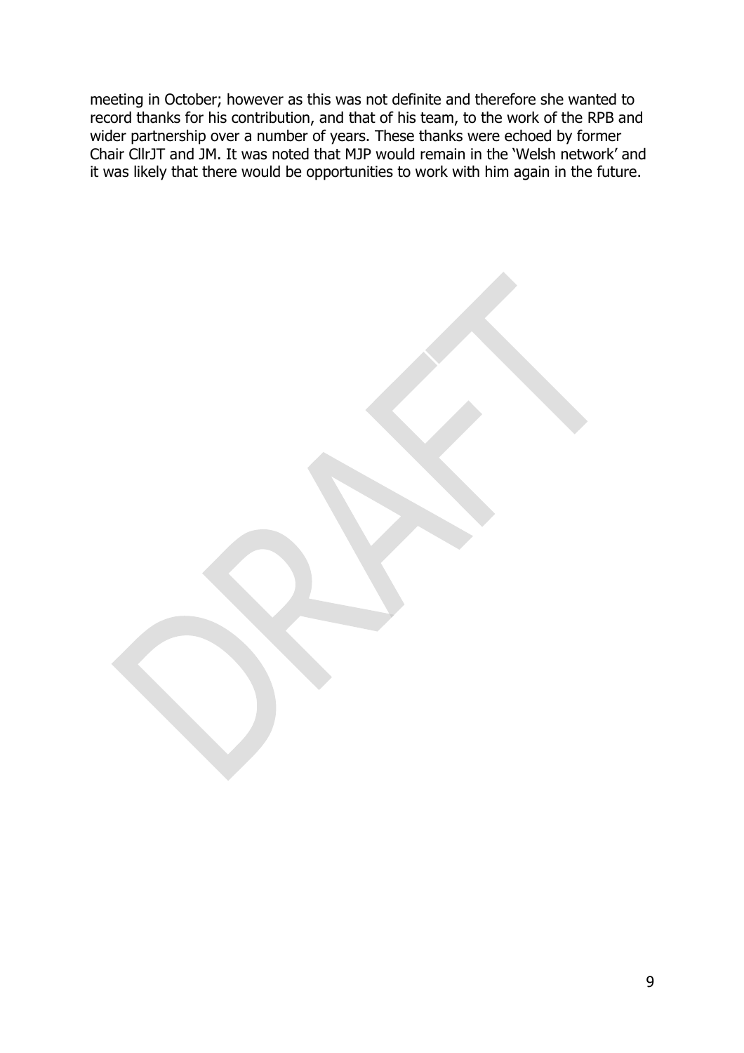meeting in October; however as this was not definite and therefore she wanted to record thanks for his contribution, and that of his team, to the work of the RPB and wider partnership over a number of years. These thanks were echoed by former Chair CllrJT and JM. It was noted that MJP would remain in the 'Welsh network' and it was likely that there would be opportunities to work with him again in the future.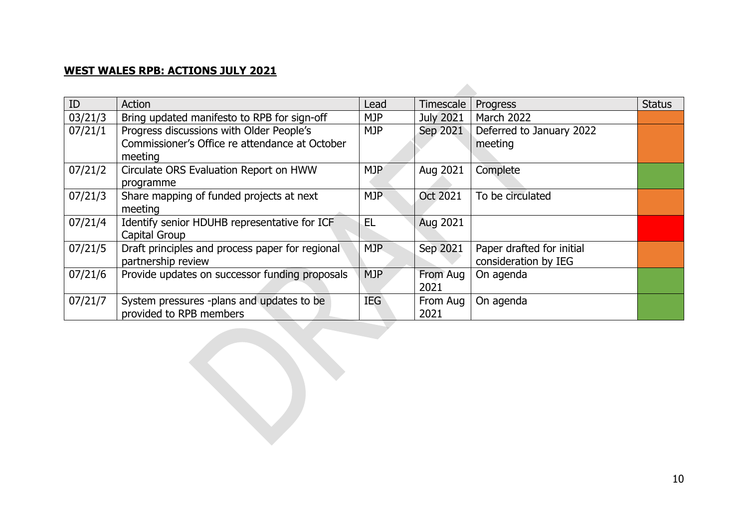**WEST WALES RPB: ACTIONS JULY 2021**

| ID | Action | Lead | Timescale | Progress | Status |
|---|---|---|---|---|---|
| 03/21/3 | Bring updated manifesto to RPB for sign-off | MJP | July 2021 | March 2022 | |
| 07/21/1 | Progress discussions with Older People's Commissioner's Office re attendance at October meeting | MJP | Sep 2021 | Deferred to January 2022 meeting | |
| 07/21/2 | Circulate ORS Evaluation Report on HWW programme | MJP | Aug 2021 | Complete | |
| 07/21/3 | Share mapping of funded projects at next meeting | MJP | Oct 2021 | To be circulated | |
| 07/21/4 | Identify senior HDUHB representative for ICF Capital Group | EL | Aug 2021 | | |
| 07/21/5 | Draft principles and process paper for regional partnership review | MJP | Sep 2021 | Paper drafted for initial consideration by IEG | |
| 07/21/6 | Provide updates on successor funding proposals | MJP | From Aug 2021 | On agenda | |
| 07/21/7 | System pressures -plans and updates to be provided to RPB members | IEG | From Aug 2021 | On agenda | |